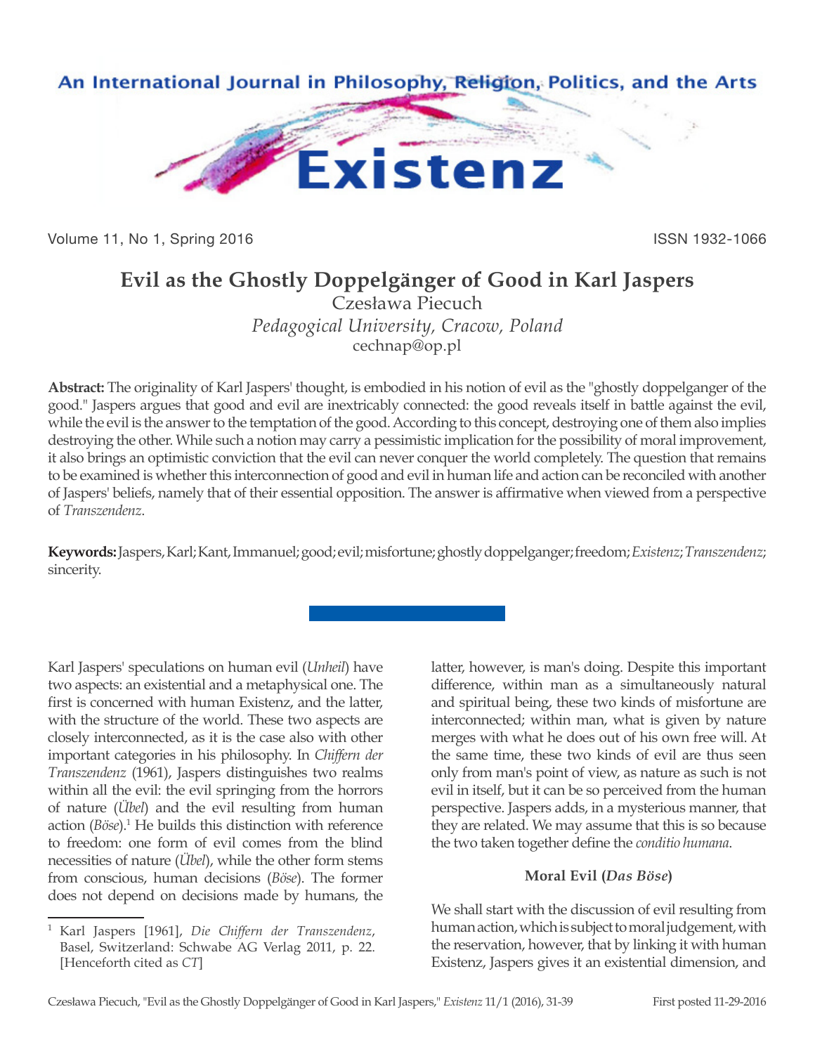# Evil as the Ghostly Doppelgänger of Good in Karl Jaspers

Czesława Piecuch

*Pedagogical University, Cracow, Poland*

cechnap@op.pl

**Abstract:** The originality of Karl Jaspers' thought, is embodied in his notion of evil as the "ghostly doppelganger of the good." Jaspers argues that good and evil are inextricably connected: the good reveals itself in battle against the evil, while the evil is the answer to the temptation of the good. According to this concept, destroying one of them also implies destroying the other. While such a notion may carry a pessimistic implication for the possibility of moral improvement, it also brings an optimistic conviction that the evil can never conquer the world completely. The question that remains to be examined is whether this interconnection of good and evil in human life and action can be reconciled with another of Jaspers' beliefs, namely that of their essential opposition. The answer is affirmative when viewed from a perspective of *Transzendenz*.

**Keywords:** Jaspers, Karl; Kant, Immanuel; good; evil; misfortune; ghostly doppelganger; freedom; *Existenz*; *Transzendenz*; sincerity.

Karl Jaspers' speculations on human evil (*Unheil*) have two aspects: an existential and a metaphysical one. The first is concerned with human Existenz, and the latter, with the structure of the world. These two aspects are closely interconnected, as it is the case also with other important categories in his philosophy. In *Chiffern der Transzendenz* (1961), Jaspers distinguishes two realms within all the evil: the evil springing from the horrors of nature (*Übel*) and the evil resulting from human action (*Böse*).[1] He builds this distinction with reference to freedom: one form of evil comes from the blind necessities of nature (*Übel*), while the other form stems from conscious, human decisions (*Böse*). The former does not depend on decisions made by humans, the latter, however, is man's doing. Despite this important difference, within man as a simultaneously natural and spiritual being, these two kinds of misfortune are interconnected; within man, what is given by nature merges with what he does out of his own free will. At the same time, these two kinds of evil are thus seen only from man's point of view, as nature as such is not evil in itself, but it can be so perceived from the human perspective. Jaspers adds, in a mysterious manner, that they are related. We may assume that this is so because the two taken together define the *conditio humana*.

## Moral Evil (*Das Böse*)

We shall start with the discussion of evil resulting from human action, which is subject to moral judgement, with the reservation, however, that by linking it with human Existenz, Jaspers gives it an existential dimension, and

---

[1] Karl Jaspers [1961], *Die Chiffern der Transzendenz*, Basel, Switzerland: Schwabe AG Verlag 2011, p. 22. [Henceforth cited as *CT*]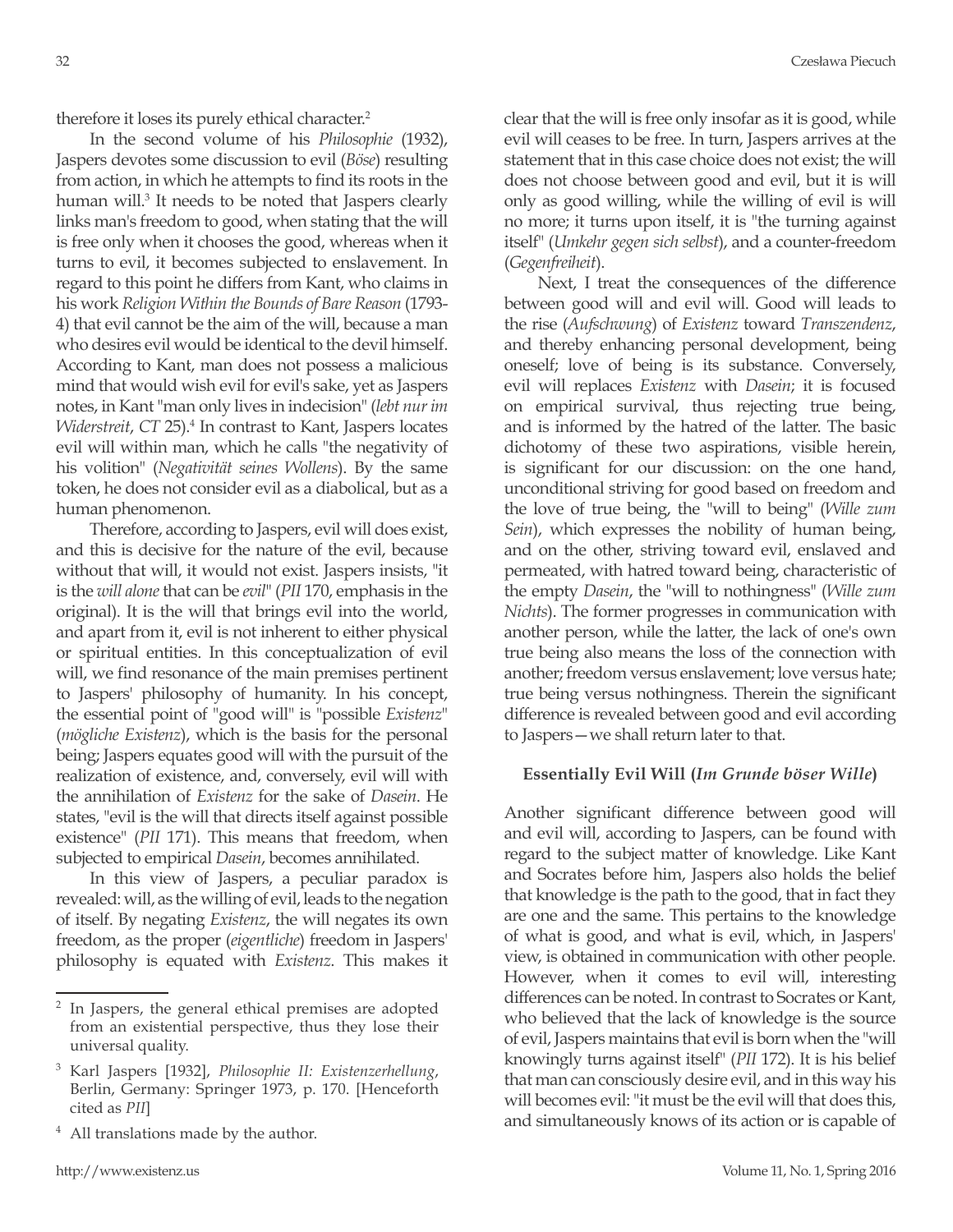therefore it loses its purely ethical character.[2]

In the second volume of his *Philosophie* (1932), Jaspers devotes some discussion to evil (*Böse*) resulting from action, in which he attempts to find its roots in the human will.[3] It needs to be noted that Jaspers clearly links man's freedom to good, when stating that the will is free only when it chooses the good, whereas when it turns to evil, it becomes subjected to enslavement. In regard to this point he differs from Kant, who claims in his work *Religion Within the Bounds of Bare Reason* (1793-4) that evil cannot be the aim of the will, because a man who desires evil would be identical to the devil himself. According to Kant, man does not possess a malicious mind that would wish evil for evil's sake, yet as Jaspers notes, in Kant "man only lives in indecision" (*lebt nur im Widerstreit*, *CT* 25).[4] In contrast to Kant, Jaspers locates evil will within man, which he calls "the negativity of his volition" (*Negativität seines Wollens*). By the same token, he does not consider evil as a diabolical, but as a human phenomenon.

Therefore, according to Jaspers, evil will does exist, and this is decisive for the nature of the evil, because without that will, it would not exist. Jaspers insists, "it is the *will alone* that can be *evil*" (*PII* 170, emphasis in the original). It is the will that brings evil into the world, and apart from it, evil is not inherent to either physical or spiritual entities. In this conceptualization of evil will, we find resonance of the main premises pertinent to Jaspers' philosophy of humanity. In his concept, the essential point of "good will" is "possible *Existenz*" (*mögliche Existenz*), which is the basis for the personal being; Jaspers equates good will with the pursuit of the realization of existence, and, conversely, evil will with the annihilation of *Existenz* for the sake of *Dasein*. He states, "evil is the will that directs itself against possible existence" (*PII* 171). This means that freedom, when subjected to empirical *Dasein*, becomes annihilated.

In this view of Jaspers, a peculiar paradox is revealed: will, as the willing of evil, leads to the negation of itself. By negating *Existenz*, the will negates its own freedom, as the proper (*eigentliche*) freedom in Jaspers' philosophy is equated with *Existenz*. This makes it clear that the will is free only insofar as it is good, while evil will ceases to be free. In turn, Jaspers arrives at the statement that in this case choice does not exist; the will does not choose between good and evil, but it is will only as good willing, while the willing of evil is will no more; it turns upon itself, it is "the turning against itself" (*Umkehr gegen sich selbst*), and a counter-freedom (*Gegenfreiheit*).

Next, I treat the consequences of the difference between good will and evil will. Good will leads to the rise (*Aufschwung*) of *Existenz* toward *Transzendenz*, and thereby enhancing personal development, being oneself; love of being is its substance. Conversely, evil will replaces *Existenz* with *Dasein*; it is focused on empirical survival, thus rejecting true being, and is informed by the hatred of the latter. The basic dichotomy of these two aspirations, visible herein, is significant for our discussion: on the one hand, unconditional striving for good based on freedom and the love of true being, the "will to being" (*Wille zum Sein*), which expresses the nobility of human being, and on the other, striving toward evil, enslaved and permeated, with hatred toward being, characteristic of the empty *Dasein*, the "will to nothingness" (*Wille zum Nichts*). The former progresses in communication with another person, while the latter, the lack of one's own true being also means the loss of the connection with another; freedom versus enslavement; love versus hate; true being versus nothingness. Therein the significant difference is revealed between good and evil according to Jaspers—we shall return later to that.

### Essentially Evil Will (*Im Grunde böser Wille*)

Another significant difference between good will and evil will, according to Jaspers, can be found with regard to the subject matter of knowledge. Like Kant and Socrates before him, Jaspers also holds the belief that knowledge is the path to the good, that in fact they are one and the same. This pertains to the knowledge of what is good, and what is evil, which, in Jaspers' view, is obtained in communication with other people. However, when it comes to evil will, interesting differences can be noted. In contrast to Socrates or Kant, who believed that the lack of knowledge is the source of evil, Jaspers maintains that evil is born when the "will knowingly turns against itself" (*PII* 172). It is his belief that man can consciously desire evil, and in this way his will becomes evil: "it must be the evil will that does this, and simultaneously knows of its action or is capable of

---

[2] In Jaspers, the general ethical premises are adopted from an existential perspective, thus they lose their universal quality.

[3] Karl Jaspers [1932], *Philosophie II: Existenzerhellung*, Berlin, Germany: Springer 1973, p. 170. [Henceforth cited as *PII*]

[4] All translations made by the author.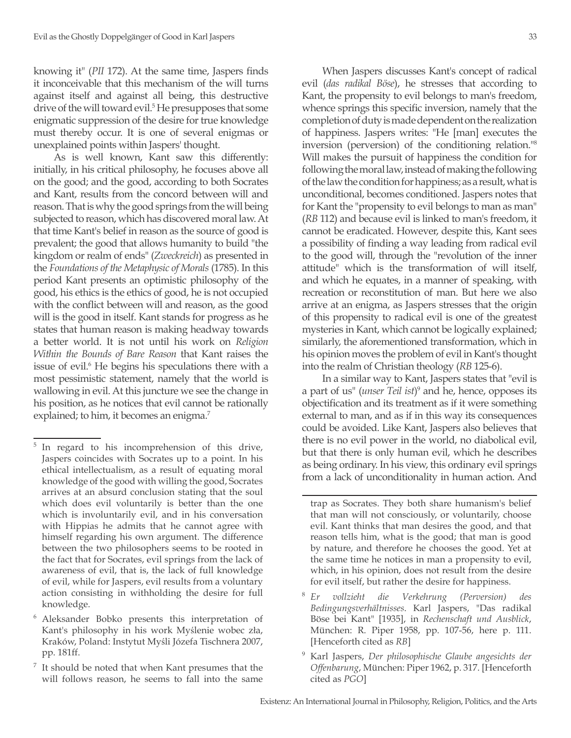knowing it" (*PII* 172). At the same time, Jaspers finds it inconceivable that this mechanism of the will turns against itself and against all being, this destructive drive of the will toward evil.[5] He presupposes that some enigmatic suppression of the desire for true knowledge must thereby occur. It is one of several enigmas or unexplained points within Jaspers' thought.

As is well known, Kant saw this differently: initially, in his critical philosophy, he focuses above all on the good; and the good, according to both Socrates and Kant, results from the concord between will and reason. That is why the good springs from the will being subjected to reason, which has discovered moral law. At that time Kant's belief in reason as the source of good is prevalent; the good that allows humanity to build "the kingdom or realm of ends" (*Zweckreich*) as presented in the *Foundations of the Metaphysic of Morals* (1785). In this period Kant presents an optimistic philosophy of the good, his ethics is the ethics of good, he is not occupied with the conflict between will and reason, as the good will is the good in itself. Kant stands for progress as he states that human reason is making headway towards a better world. It is not until his work on *Religion Within the Bounds of Bare Reason* that Kant raises the issue of evil.[6] He begins his speculations there with a most pessimistic statement, namely that the world is wallowing in evil. At this juncture we see the change in his position, as he notices that evil cannot be rationally explained; to him, it becomes an enigma.[7]

When Jaspers discusses Kant's concept of radical evil (*das radikal Böse*), he stresses that according to Kant, the propensity to evil belongs to man's freedom, whence springs this specific inversion, namely that the completion of duty is made dependent on the realization of happiness. Jaspers writes: "He [man] executes the inversion (perversion) of the conditioning relation."[8] Will makes the pursuit of happiness the condition for following the moral law, instead of making the following of the law the condition for happiness; as a result, what is unconditional, becomes conditioned. Jaspers notes that for Kant the "propensity to evil belongs to man as man" (*RB* 112) and because evil is linked to man's freedom, it cannot be eradicated. However, despite this, Kant sees a possibility of finding a way leading from radical evil to the good will, through the "revolution of the inner attitude" which is the transformation of will itself, and which he equates, in a manner of speaking, with recreation or reconstitution of man. But here we also arrive at an enigma, as Jaspers stresses that the origin of this propensity to radical evil is one of the greatest mysteries in Kant, which cannot be logically explained; similarly, the aforementioned transformation, which in his opinion moves the problem of evil in Kant's thought into the realm of Christian theology (*RB* 125-6).

In a similar way to Kant, Jaspers states that "evil is a part of us" (*unser Teil ist*)[9] and he, hence, opposes its objectification and its treatment as if it were something external to man, and as if in this way its consequences could be avoided. Like Kant, Jaspers also believes that there is no evil power in the world, no diabolical evil, but that there is only human evil, which he describes as being ordinary. In his view, this ordinary evil springs from a lack of unconditionality in human action. And

---

[5] In regard to his incomprehension of this drive, Jaspers coincides with Socrates up to a point. In his ethical intellectualism, as a result of equating moral knowledge of the good with willing the good, Socrates arrives at an absurd conclusion stating that the soul which does evil voluntarily is better than the one which is involuntarily evil, and in his conversation with Hippias he admits that he cannot agree with himself regarding his own argument. The difference between the two philosophers seems to be rooted in the fact that for Socrates, evil springs from the lack of awareness of evil, that is, the lack of full knowledge of evil, while for Jaspers, evil results from a voluntary action consisting in withholding the desire for full knowledge.

[6] Aleksander Bobko presents this interpretation of Kant's philosophy in his work Myślenie wobec zła, Kraków, Poland: Instytut Myśli Józefa Tischnera 2007, pp. 181ff.

[7] It should be noted that when Kant presumes that the will follows reason, he seems to fall into the same trap as Socrates. They both share humanism's belief that man will not consciously, or voluntarily, choose evil. Kant thinks that man desires the good, and that reason tells him, what is the good; that man is good by nature, and therefore he chooses the good. Yet at the same time he notices in man a propensity to evil, which, in his opinion, does not result from the desire for evil itself, but rather the desire for happiness.

[8] *Er vollzieht die Verkehrung (Perversion) des Bedingungsverhältnisses*. Karl Jaspers, "Das radikal Böse bei Kant" [1935], in *Rechenschaft und Ausblick*, München: R. Piper 1958, pp. 107-56, here p. 111. [Henceforth cited as *RB*]

[9] Karl Jaspers, *Der philosophische Glaube angesichts der Offenbarung*, München: Piper 1962, p. 317. [Henceforth cited as *PGO*]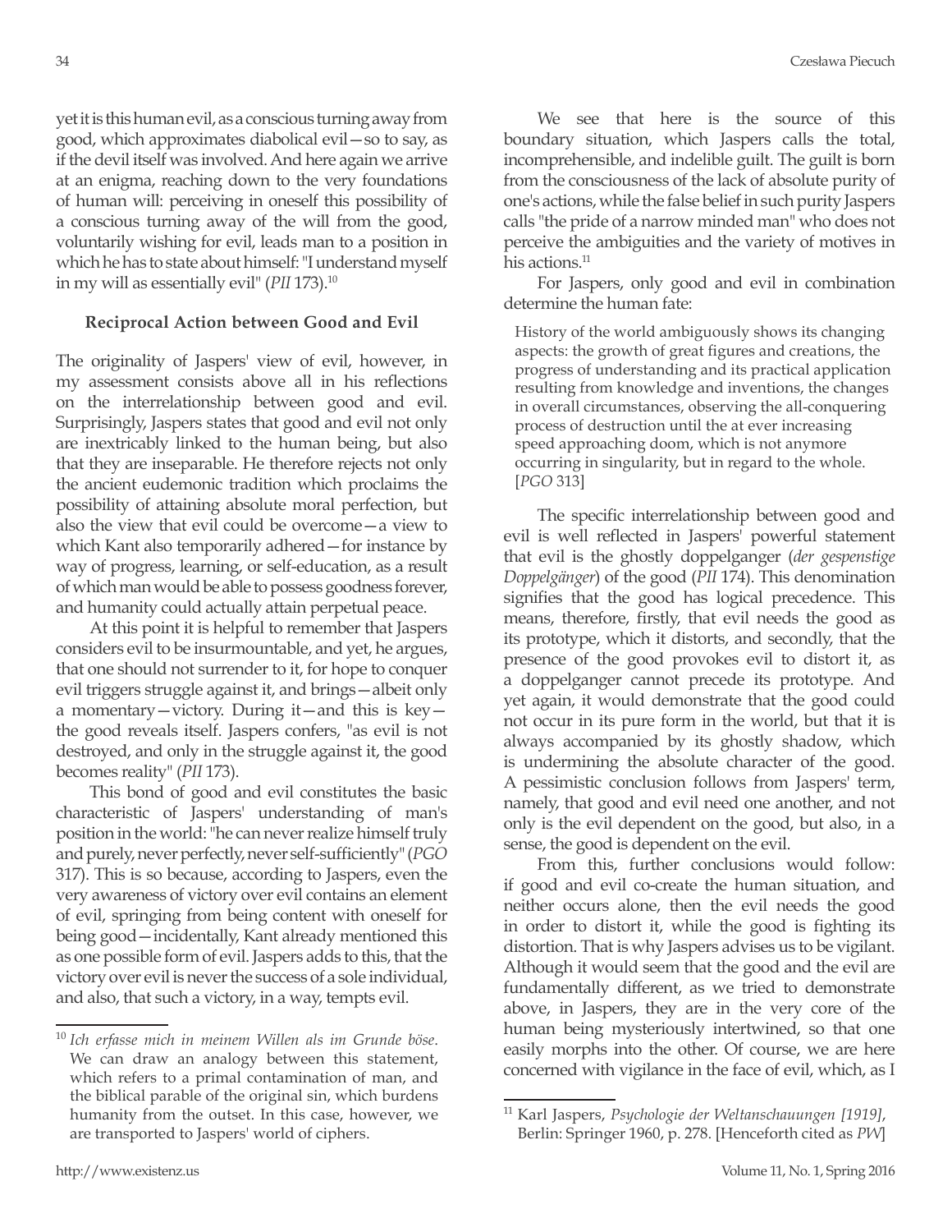yet it is this human evil, as a conscious turning away from good, which approximates diabolical evil—so to say, as if the devil itself was involved. And here again we arrive at an enigma, reaching down to the very foundations of human will: perceiving in oneself this possibility of a conscious turning away of the will from the good, voluntarily wishing for evil, leads man to a position in which he has to state about himself: "I understand myself in my will as essentially evil" (*PII* 173).[10]

### Reciprocal Action between Good and Evil

The originality of Jaspers' view of evil, however, in my assessment consists above all in his reflections on the interrelationship between good and evil. Surprisingly, Jaspers states that good and evil not only are inextricably linked to the human being, but also that they are inseparable. He therefore rejects not only the ancient eudemonic tradition which proclaims the possibility of attaining absolute moral perfection, but also the view that evil could be overcome—a view to which Kant also temporarily adhered—for instance by way of progress, learning, or self-education, as a result of which man would be able to possess goodness forever, and humanity could actually attain perpetual peace.

At this point it is helpful to remember that Jaspers considers evil to be insurmountable, and yet, he argues, that one should not surrender to it, for hope to conquer evil triggers struggle against it, and brings—albeit only a momentary—victory. During it—and this is key—the good reveals itself. Jaspers confers, "as evil is not destroyed, and only in the struggle against it, the good becomes reality" (*PII* 173).

This bond of good and evil constitutes the basic characteristic of Jaspers' understanding of man's position in the world: "he can never realize himself truly and purely, never perfectly, never self-sufficiently" (*PGO* 317). This is so because, according to Jaspers, even the very awareness of victory over evil contains an element of evil, springing from being content with oneself for being good—incidentally, Kant already mentioned this as one possible form of evil. Jaspers adds to this, that the victory over evil is never the success of a sole individual, and also, that such a victory, in a way, tempts evil.

We see that here is the source of this boundary situation, which Jaspers calls the total, incomprehensible, and indelible guilt. The guilt is born from the consciousness of the lack of absolute purity of one's actions, while the false belief in such purity Jaspers calls "the pride of a narrow minded man" who does not perceive the ambiguities and the variety of motives in his actions.[11]

For Jaspers, only good and evil in combination determine the human fate:

> History of the world ambiguously shows its changing aspects: the growth of great figures and creations, the progress of understanding and its practical application resulting from knowledge and inventions, the changes in overall circumstances, observing the all-conquering process of destruction until the at ever increasing speed approaching doom, which is not anymore occurring in singularity, but in regard to the whole. [*PGO* 313]

The specific interrelationship between good and evil is well reflected in Jaspers' powerful statement that evil is the ghostly doppelganger (*der gespenstige Doppelgänger*) of the good (*PII* 174). This denomination signifies that the good has logical precedence. This means, therefore, firstly, that evil needs the good as its prototype, which it distorts, and secondly, that the presence of the good provokes evil to distort it, as a doppelganger cannot precede its prototype. And yet again, it would demonstrate that the good could not occur in its pure form in the world, but that it is always accompanied by its ghostly shadow, which is undermining the absolute character of the good. A pessimistic conclusion follows from Jaspers' term, namely, that good and evil need one another, and not only is the evil dependent on the good, but also, in a sense, the good is dependent on the evil.

From this, further conclusions would follow: if good and evil co-create the human situation, and neither occurs alone, then the evil needs the good in order to distort it, while the good is fighting its distortion. That is why Jaspers advises us to be vigilant. Although it would seem that the good and the evil are fundamentally different, as we tried to demonstrate above, in Jaspers, they are in the very core of the human being mysteriously intertwined, so that one easily morphs into the other. Of course, we are here concerned with vigilance in the face of evil, which, as I

---

[10] *Ich erfasse mich in meinem Willen als im Grunde böse*. We can draw an analogy between this statement, which refers to a primal contamination of man, and the biblical parable of the original sin, which burdens humanity from the outset. In this case, however, we are transported to Jaspers' world of ciphers.

[11] Karl Jaspers, *Psychologie der Weltanschauungen [1919]*, Berlin: Springer 1960, p. 278. [Henceforth cited as *PW*]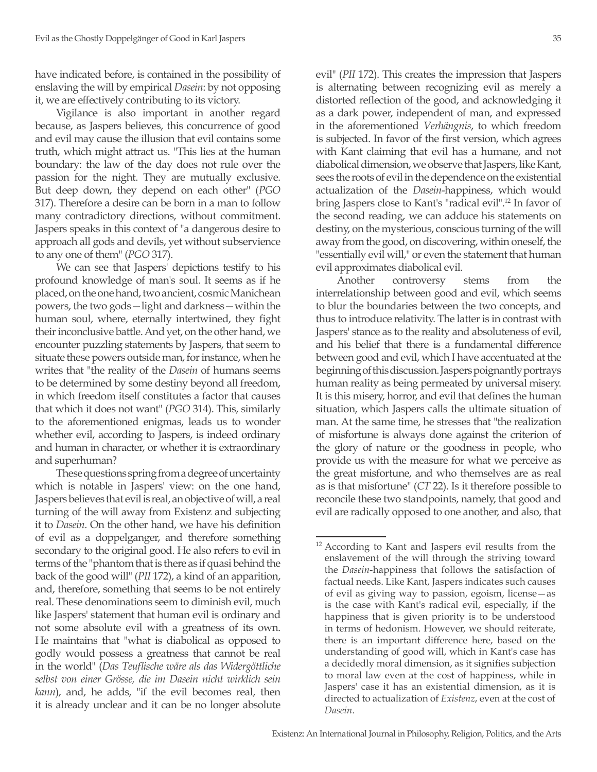have indicated before, is contained in the possibility of enslaving the will by empirical *Dasein*: by not opposing it, we are effectively contributing to its victory.

Vigilance is also important in another regard because, as Jaspers believes, this concurrence of good and evil may cause the illusion that evil contains some truth, which might attract us. "This lies at the human boundary: the law of the day does not rule over the passion for the night. They are mutually exclusive. But deep down, they depend on each other" (*PGO* 317). Therefore a desire can be born in a man to follow many contradictory directions, without commitment. Jaspers speaks in this context of "a dangerous desire to approach all gods and devils, yet without subservience to any one of them" (*PGO* 317).

We can see that Jaspers' depictions testify to his profound knowledge of man's soul. It seems as if he placed, on the one hand, two ancient, cosmic Manichean powers, the two gods—light and darkness—within the human soul, where, eternally intertwined, they fight their inconclusive battle. And yet, on the other hand, we encounter puzzling statements by Jaspers, that seem to situate these powers outside man, for instance, when he writes that "the reality of the *Dasein* of humans seems to be determined by some destiny beyond all freedom, in which freedom itself constitutes a factor that causes that which it does not want" (*PGO* 314). This, similarly to the aforementioned enigmas, leads us to wonder whether evil, according to Jaspers, is indeed ordinary and human in character, or whether it is extraordinary and superhuman?

These questions spring from a degree of uncertainty which is notable in Jaspers' view: on the one hand, Jaspers believes that evil is real, an objective of will, a real turning of the will away from Existenz and subjecting it to *Dasein*. On the other hand, we have his definition of evil as a doppelganger, and therefore something secondary to the original good. He also refers to evil in terms of the "phantom that is there as if quasi behind the back of the good will" (*PII* 172), a kind of an apparition, and, therefore, something that seems to be not entirely real. These denominations seem to diminish evil, much like Jaspers' statement that human evil is ordinary and not some absolute evil with a greatness of its own. He maintains that "what is diabolical as opposed to godly would possess a greatness that cannot be real in the world" (*Das Teuflische wäre als das Widergöttliche selbst von einer Grösse, die im Dasein nicht wirklich sein kann*), and, he adds, "if the evil becomes real, then it is already unclear and it can be no longer absolute evil" (*PII* 172). This creates the impression that Jaspers is alternating between recognizing evil as merely a distorted reflection of the good, and acknowledging it as a dark power, independent of man, and expressed in the aforementioned *Verhängnis*, to which freedom is subjected. In favor of the first version, which agrees with Kant claiming that evil has a humane, and not diabolical dimension, we observe that Jaspers, like Kant, sees the roots of evil in the dependence on the existential actualization of the *Dasein*-happiness, which would bring Jaspers close to Kant's "radical evil".[12] In favor of the second reading, we can adduce his statements on destiny, on the mysterious, conscious turning of the will away from the good, on discovering, within oneself, the "essentially evil will," or even the statement that human evil approximates diabolical evil.

Another controversy stems from the interrelationship between good and evil, which seems to blur the boundaries between the two concepts, and thus to introduce relativity. The latter is in contrast with Jaspers' stance as to the reality and absoluteness of evil, and his belief that there is a fundamental difference between good and evil, which I have accentuated at the beginning of this discussion. Jaspers poignantly portrays human reality as being permeated by universal misery. It is this misery, horror, and evil that defines the human situation, which Jaspers calls the ultimate situation of man. At the same time, he stresses that "the realization of misfortune is always done against the criterion of the glory of nature or the goodness in people, who provide us with the measure for what we perceive as the great misfortune, and who themselves are as real as is that misfortune" (*CT* 22). Is it therefore possible to reconcile these two standpoints, namely, that good and evil are radically opposed to one another, and also, that

---

[12] According to Kant and Jaspers evil results from the enslavement of the will through the striving toward the *Dasein*-happiness that follows the satisfaction of factual needs. Like Kant, Jaspers indicates such causes of evil as giving way to passion, egoism, license—as is the case with Kant's radical evil, especially, if the happiness that is given priority is to be understood in terms of hedonism. However, we should reiterate, there is an important difference here, based on the understanding of good will, which in Kant's case has a decidedly moral dimension, as it signifies subjection to moral law even at the cost of happiness, while in Jaspers' case it has an existential dimension, as it is directed to actualization of *Existenz*, even at the cost of *Dasein*.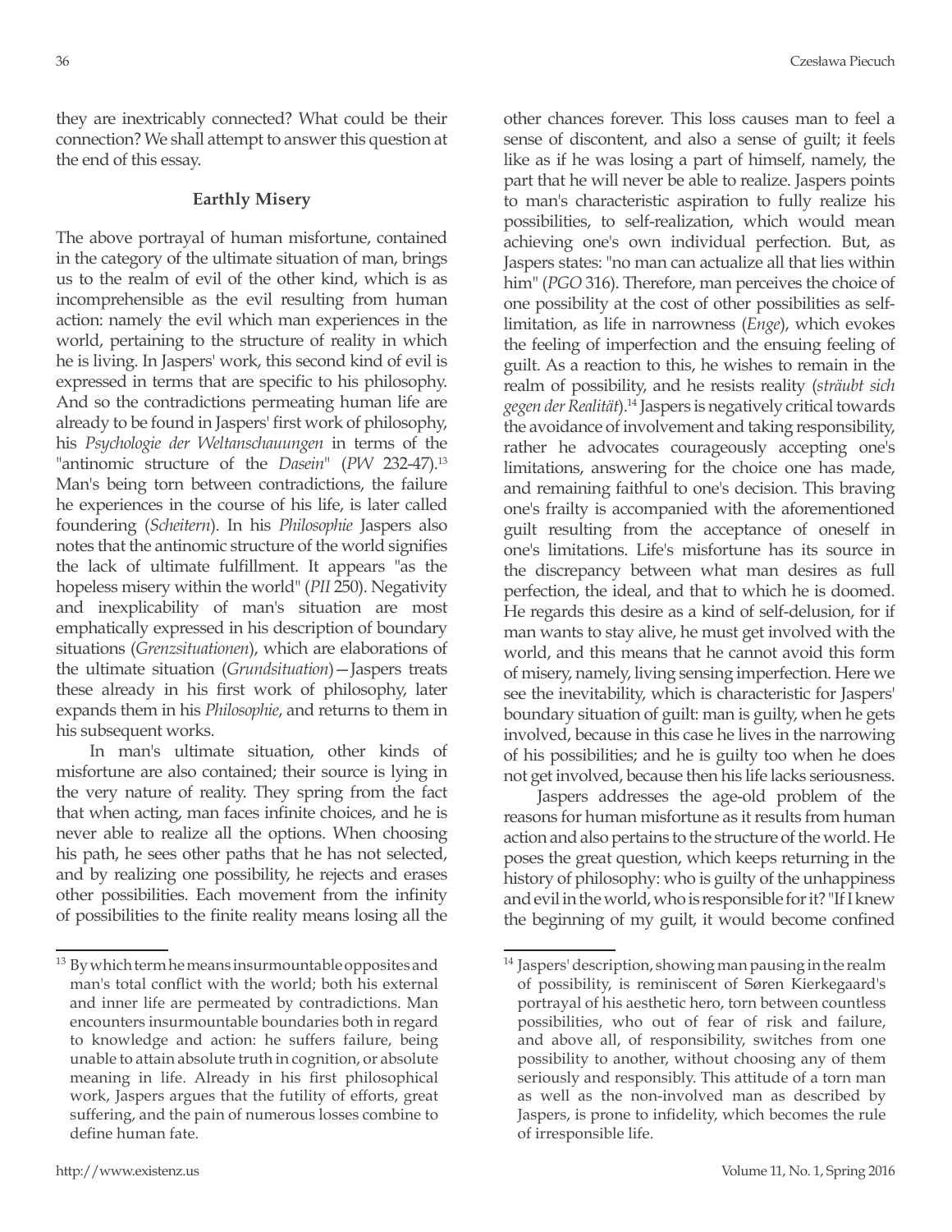they are inextricably connected? What could be their connection? We shall attempt to answer this question at the end of this essay.

### Earthly Misery

The above portrayal of human misfortune, contained in the category of the ultimate situation of man, brings us to the realm of evil of the other kind, which is as incomprehensible as the evil resulting from human action: namely the evil which man experiences in the world, pertaining to the structure of reality in which he is living. In Jaspers' work, this second kind of evil is expressed in terms that are specific to his philosophy. And so the contradictions permeating human life are already to be found in Jaspers' first work of philosophy, his *Psychologie der Weltanschauungen* in terms of the "antinomic structure of the *Dasein*" (*PW* 232-47).[13] Man's being torn between contradictions, the failure he experiences in the course of his life, is later called foundering (*Scheitern*). In his *Philosophie* Jaspers also notes that the antinomic structure of the world signifies the lack of ultimate fulfillment. It appears "as the hopeless misery within the world" (*PII* 250). Negativity and inexplicability of man's situation are most emphatically expressed in his description of boundary situations (*Grenzsituationen*), which are elaborations of the ultimate situation (*Grundsituation*)—Jaspers treats these already in his first work of philosophy, later expands them in his *Philosophie*, and returns to them in his subsequent works.

In man's ultimate situation, other kinds of misfortune are also contained; their source is lying in the very nature of reality. They spring from the fact that when acting, man faces infinite choices, and he is never able to realize all the options. When choosing his path, he sees other paths that he has not selected, and by realizing one possibility, he rejects and erases other possibilities. Each movement from the infinity of possibilities to the finite reality means losing all the other chances forever. This loss causes man to feel a sense of discontent, and also a sense of guilt; it feels like as if he was losing a part of himself, namely, the part that he will never be able to realize. Jaspers points to man's characteristic aspiration to fully realize his possibilities, to self-realization, which would mean achieving one's own individual perfection. But, as Jaspers states: "no man can actualize all that lies within him" (*PGO* 316). Therefore, man perceives the choice of one possibility at the cost of other possibilities as self-limitation, as life in narrowness (*Enge*), which evokes the feeling of imperfection and the ensuing feeling of guilt. As a reaction to this, he wishes to remain in the realm of possibility, and he resists reality (*sträubt sich gegen der Realität*).[14] Jaspers is negatively critical towards the avoidance of involvement and taking responsibility, rather he advocates courageously accepting one's limitations, answering for the choice one has made, and remaining faithful to one's decision. This braving one's frailty is accompanied with the aforementioned guilt resulting from the acceptance of oneself in one's limitations. Life's misfortune has its source in the discrepancy between what man desires as full perfection, the ideal, and that to which he is doomed. He regards this desire as a kind of self-delusion, for if man wants to stay alive, he must get involved with the world, and this means that he cannot avoid this form of misery, namely, living sensing imperfection. Here we see the inevitability, which is characteristic for Jaspers' boundary situation of guilt: man is guilty, when he gets involved, because in this case he lives in the narrowing of his possibilities; and he is guilty too when he does not get involved, because then his life lacks seriousness.

Jaspers addresses the age-old problem of the reasons for human misfortune as it results from human action and also pertains to the structure of the world. He poses the great question, which keeps returning in the history of philosophy: who is guilty of the unhappiness and evil in the world, who is responsible for it? "If I knew the beginning of my guilt, it would become confined

---

[13] By which term he means insurmountable opposites and man's total conflict with the world; both his external and inner life are permeated by contradictions. Man encounters insurmountable boundaries both in regard to knowledge and action: he suffers failure, being unable to attain absolute truth in cognition, or absolute meaning in life. Already in his first philosophical work, Jaspers argues that the futility of efforts, great suffering, and the pain of numerous losses combine to define human fate.

[14] Jaspers' description, showing man pausing in the realm of possibility, is reminiscent of Søren Kierkegaard's portrayal of his aesthetic hero, torn between countless possibilities, who out of fear of risk and failure, and above all, of responsibility, switches from one possibility to another, without choosing any of them seriously and responsibly. This attitude of a torn man as well as the non-involved man as described by Jaspers, is prone to infidelity, which becomes the rule of irresponsible life.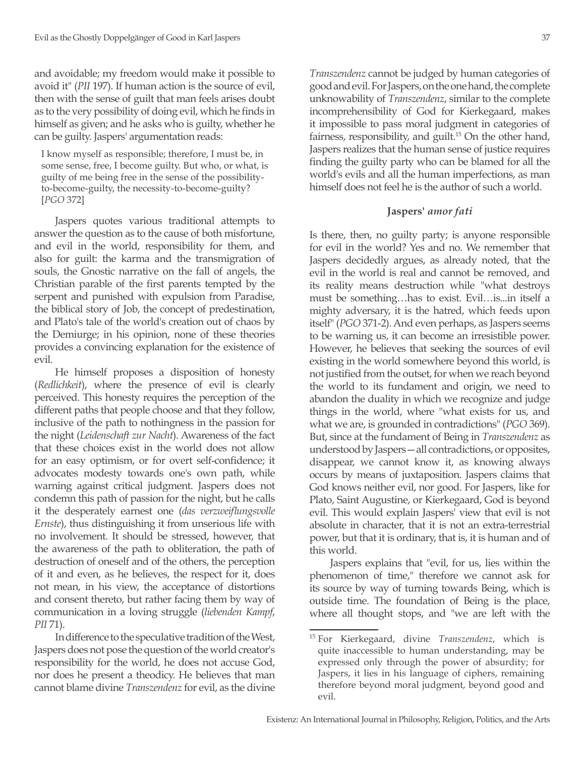and avoidable; my freedom would make it possible to avoid it" (*PII* 197). If human action is the source of evil, then with the sense of guilt that man feels arises doubt as to the very possibility of doing evil, which he finds in himself as given; and he asks who is guilty, whether he can be guilty. Jaspers' argumentation reads:

> I know myself as responsible; therefore, I must be, in some sense, free, I become guilty. But who, or what, is guilty of me being free in the sense of the possibility-to-become-guilty, the necessity-to-become-guilty? [*PGO* 372]

Jaspers quotes various traditional attempts to answer the question as to the cause of both misfortune, and evil in the world, responsibility for them, and also for guilt: the karma and the transmigration of souls, the Gnostic narrative on the fall of angels, the Christian parable of the first parents tempted by the serpent and punished with expulsion from Paradise, the biblical story of Job, the concept of predestination, and Plato's tale of the world's creation out of chaos by the Demiurge; in his opinion, none of these theories provides a convincing explanation for the existence of evil.

He himself proposes a disposition of honesty (*Redlichkeit*), where the presence of evil is clearly perceived. This honesty requires the perception of the different paths that people choose and that they follow, inclusive of the path to nothingness in the passion for the night (*Leidenschaft zur Nacht*). Awareness of the fact that these choices exist in the world does not allow for an easy optimism, or for overt self-confidence; it advocates modesty towards one's own path, while warning against critical judgment. Jaspers does not condemn this path of passion for the night, but he calls it the desperately earnest one (*das verzweiflungsvolle Ernste*), thus distinguishing it from unserious life with no involvement. It should be stressed, however, that the awareness of the path to obliteration, the path of destruction of oneself and of the others, the perception of it and even, as he believes, the respect for it, does not mean, in his view, the acceptance of distortions and consent thereto, but rather facing them by way of communication in a loving struggle (*liebenden Kampf*, *PII* 71).

In difference to the speculative tradition of the West, Jaspers does not pose the question of the world creator's responsibility for the world, he does not accuse God, nor does he present a theodicy. He believes that man cannot blame divine *Transzendenz* for evil, as the divine *Transzendenz* cannot be judged by human categories of good and evil. For Jaspers, on the one hand, the complete unknowability of *Transzendenz*, similar to the complete incomprehensibility of God for Kierkegaard, makes it impossible to pass moral judgment in categories of fairness, responsibility, and guilt.[15] On the other hand, Jaspers realizes that the human sense of justice requires finding the guilty party who can be blamed for all the world's evils and all the human imperfections, as man himself does not feel he is the author of such a world.

### Jaspers' *amor fati*

Is there, then, no guilty party; is anyone responsible for evil in the world? Yes and no. We remember that Jaspers decidedly argues, as already noted, that the evil in the world is real and cannot be removed, and its reality means destruction while "what destroys must be something…has to exist. Evil…is...in itself a mighty adversary, it is the hatred, which feeds upon itself" (*PGO* 371-2). And even perhaps, as Jaspers seems to be warning us, it can become an irresistible power. However, he believes that seeking the sources of evil existing in the world somewhere beyond this world, is not justified from the outset, for when we reach beyond the world to its fundament and origin, we need to abandon the duality in which we recognize and judge things in the world, where "what exists for us, and what we are, is grounded in contradictions" (*PGO* 369). But, since at the fundament of Being in *Transzendenz* as understood by Jaspers—all contradictions, or opposites, disappear, we cannot know it, as knowing always occurs by means of juxtaposition. Jaspers claims that God knows neither evil, nor good. For Jaspers, like for Plato, Saint Augustine, or Kierkegaard, God is beyond evil. This would explain Jaspers' view that evil is not absolute in character, that it is not an extra-terrestrial power, but that it is ordinary, that is, it is human and of this world.

Jaspers explains that "evil, for us, lies within the phenomenon of time," therefore we cannot ask for its source by way of turning towards Being, which is outside time. The foundation of Being is the place, where all thought stops, and "we are left with the

[15] For Kierkegaard, divine *Transzendenz*, which is quite inaccessible to human understanding, may be expressed only through the power of absurdity; for Jaspers, it lies in his language of ciphers, remaining therefore beyond moral judgment, beyond good and evil.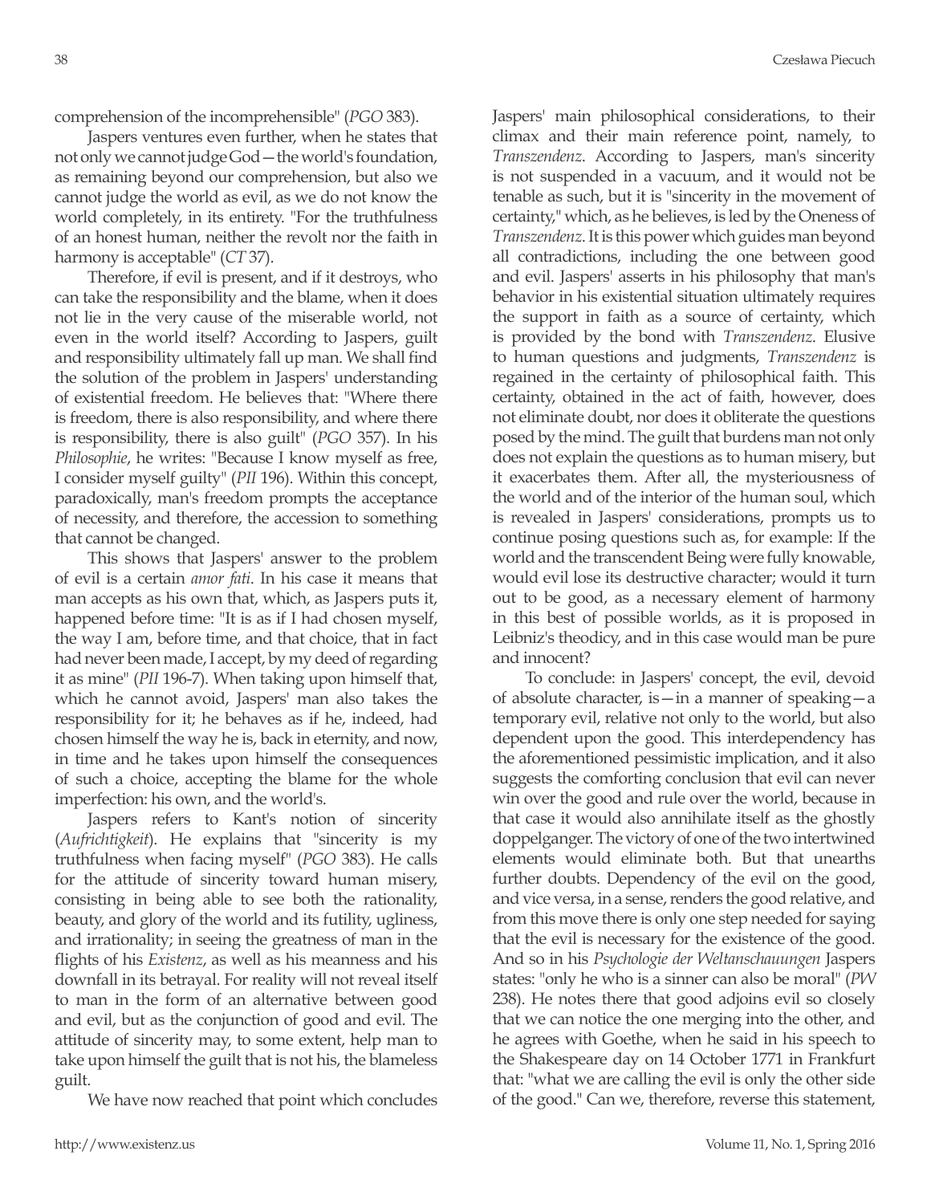comprehension of the incomprehensible" (*PGO* 383).

Jaspers ventures even further, when he states that not only we cannot judge God—the world's foundation, as remaining beyond our comprehension, but also we cannot judge the world as evil, as we do not know the world completely, in its entirety. "For the truthfulness of an honest human, neither the revolt nor the faith in harmony is acceptable" (*CT* 37).

Therefore, if evil is present, and if it destroys, who can take the responsibility and the blame, when it does not lie in the very cause of the miserable world, not even in the world itself? According to Jaspers, guilt and responsibility ultimately fall up man. We shall find the solution of the problem in Jaspers' understanding of existential freedom. He believes that: "Where there is freedom, there is also responsibility, and where there is responsibility, there is also guilt" (*PGO* 357). In his *Philosophie*, he writes: "Because I know myself as free, I consider myself guilty" (*PII* 196). Within this concept, paradoxically, man's freedom prompts the acceptance of necessity, and therefore, the accession to something that cannot be changed.

This shows that Jaspers' answer to the problem of evil is a certain *amor fati*. In his case it means that man accepts as his own that, which, as Jaspers puts it, happened before time: "It is as if I had chosen myself, the way I am, before time, and that choice, that in fact had never been made, I accept, by my deed of regarding it as mine" (*PII* 196-7). When taking upon himself that, which he cannot avoid, Jaspers' man also takes the responsibility for it; he behaves as if he, indeed, had chosen himself the way he is, back in eternity, and now, in time and he takes upon himself the consequences of such a choice, accepting the blame for the whole imperfection: his own, and the world's.

Jaspers refers to Kant's notion of sincerity (*Aufrichtigkeit*). He explains that "sincerity is my truthfulness when facing myself" (*PGO* 383). He calls for the attitude of sincerity toward human misery, consisting in being able to see both the rationality, beauty, and glory of the world and its futility, ugliness, and irrationality; in seeing the greatness of man in the flights of his *Existenz*, as well as his meanness and his downfall in its betrayal. For reality will not reveal itself to man in the form of an alternative between good and evil, but as the conjunction of good and evil. The attitude of sincerity may, to some extent, help man to take upon himself the guilt that is not his, the blameless guilt.

We have now reached that point which concludes Jaspers' main philosophical considerations, to their climax and their main reference point, namely, to *Transzendenz*. According to Jaspers, man's sincerity is not suspended in a vacuum, and it would not be tenable as such, but it is "sincerity in the movement of certainty," which, as he believes, is led by the Oneness of *Transzendenz*. It is this power which guides man beyond all contradictions, including the one between good and evil. Jaspers' asserts in his philosophy that man's behavior in his existential situation ultimately requires the support in faith as a source of certainty, which is provided by the bond with *Transzendenz*. Elusive to human questions and judgments, *Transzendenz* is regained in the certainty of philosophical faith. This certainty, obtained in the act of faith, however, does not eliminate doubt, nor does it obliterate the questions posed by the mind. The guilt that burdens man not only does not explain the questions as to human misery, but it exacerbates them. After all, the mysteriousness of the world and of the interior of the human soul, which is revealed in Jaspers' considerations, prompts us to continue posing questions such as, for example: If the world and the transcendent Being were fully knowable, would evil lose its destructive character; would it turn out to be good, as a necessary element of harmony in this best of possible worlds, as it is proposed in Leibniz's theodicy, and in this case would man be pure and innocent?

To conclude: in Jaspers' concept, the evil, devoid of absolute character, is—in a manner of speaking—a temporary evil, relative not only to the world, but also dependent upon the good. This interdependency has the aforementioned pessimistic implication, and it also suggests the comforting conclusion that evil can never win over the good and rule over the world, because in that case it would also annihilate itself as the ghostly doppelganger. The victory of one of the two intertwined elements would eliminate both. But that unearths further doubts. Dependency of the evil on the good, and vice versa, in a sense, renders the good relative, and from this move there is only one step needed for saying that the evil is necessary for the existence of the good. And so in his *Psychologie der Weltanschauungen* Jaspers states: "only he who is a sinner can also be moral" (*PW* 238). He notes there that good adjoins evil so closely that we can notice the one merging into the other, and he agrees with Goethe, when he said in his speech to the Shakespeare day on 14 October 1771 in Frankfurt that: "what we are calling the evil is only the other side of the good." Can we, therefore, reverse this statement,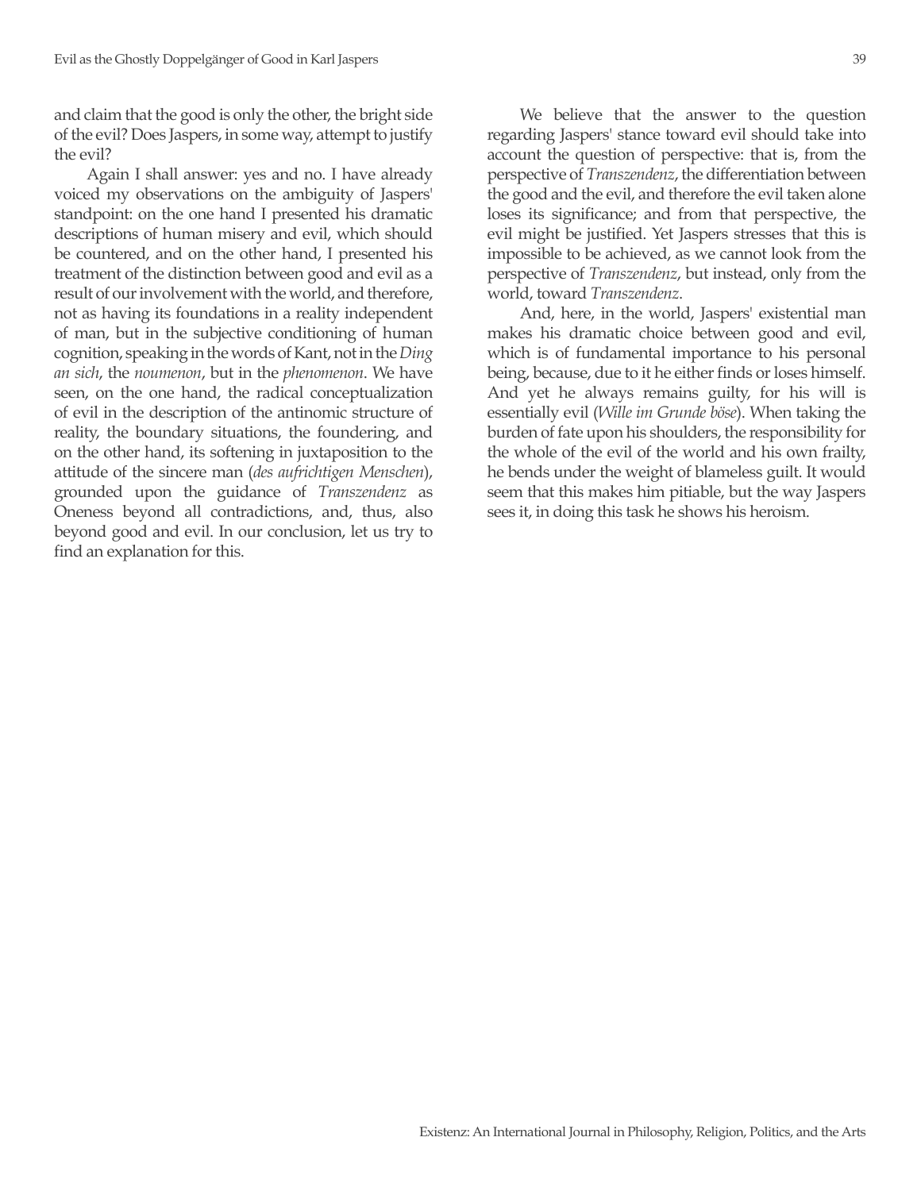and claim that the good is only the other, the bright side of the evil? Does Jaspers, in some way, attempt to justify the evil?

Again I shall answer: yes and no. I have already voiced my observations on the ambiguity of Jaspers' standpoint: on the one hand I presented his dramatic descriptions of human misery and evil, which should be countered, and on the other hand, I presented his treatment of the distinction between good and evil as a result of our involvement with the world, and therefore, not as having its foundations in a reality independent of man, but in the subjective conditioning of human cognition, speaking in the words of Kant, not in the *Ding an sich*, the *noumenon*, but in the *phenomenon*. We have seen, on the one hand, the radical conceptualization of evil in the description of the antinomic structure of reality, the boundary situations, the foundering, and on the other hand, its softening in juxtaposition to the attitude of the sincere man (*des aufrichtigen Menschen*), grounded upon the guidance of *Transzendenz* as Oneness beyond all contradictions, and, thus, also beyond good and evil. In our conclusion, let us try to find an explanation for this.

We believe that the answer to the question regarding Jaspers' stance toward evil should take into account the question of perspective: that is, from the perspective of *Transzendenz*, the differentiation between the good and the evil, and therefore the evil taken alone loses its significance; and from that perspective, the evil might be justified. Yet Jaspers stresses that this is impossible to be achieved, as we cannot look from the perspective of *Transzendenz*, but instead, only from the world, toward *Transzendenz*.

And, here, in the world, Jaspers' existential man makes his dramatic choice between good and evil, which is of fundamental importance to his personal being, because, due to it he either finds or loses himself. And yet he always remains guilty, for his will is essentially evil (*Wille im Grunde böse*). When taking the burden of fate upon his shoulders, the responsibility for the whole of the evil of the world and his own frailty, he bends under the weight of blameless guilt. It would seem that this makes him pitiable, but the way Jaspers sees it, in doing this task he shows his heroism.